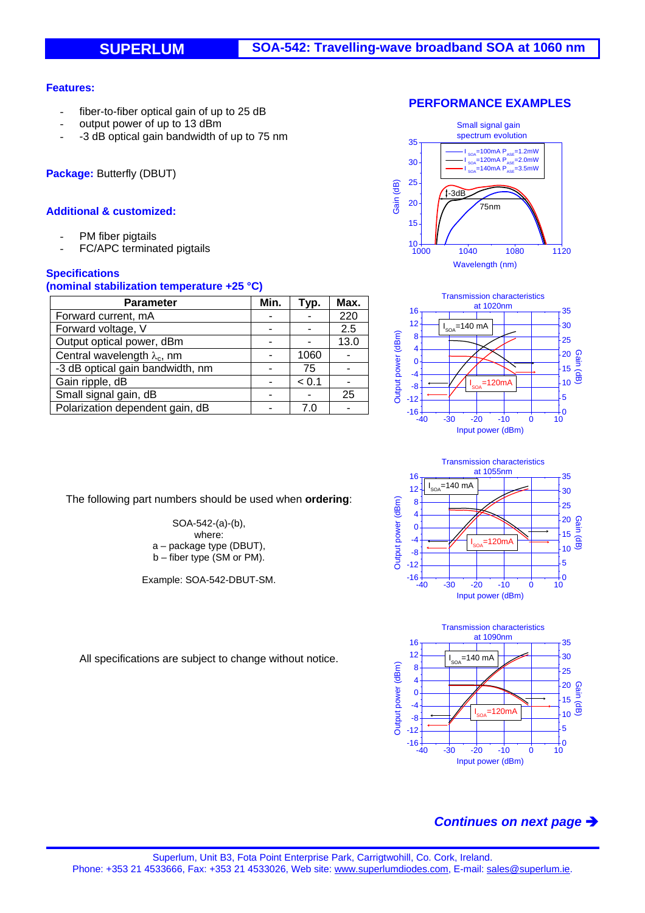# SUPERLUM — SOA-542: Travelling-wave broadband SOA at 1060 nm

**Features:**

- fiber-to-fiber optical gain of up to 25 dB
- output power of up to 13 dBm
- -3 dB optical gain bandwidth of up to 75 nm

**Package:** Butterfly (DBUT)

**Additional & customized:**

- PM fiber pigtails
- FC/APC terminated pigtails

**Specifications**
**(nominal stabilization temperature +25 °C)**

| Parameter | Min. | Typ. | Max. |
|---|---|---|---|
| Forward current, mA | - | - | 220 |
| Forward voltage, V | - | - | 2.5 |
| Output optical power, dBm | - | - | 13.0 |
| Central wavelength $\lambda_c$, nm | - | 1060 | - |
| -3 dB optical gain bandwidth, nm | - | 75 | - |
| Gain ripple, dB | - | < 0.1 | - |
| Small signal gain, dB | - | - | 25 |
| Polarization dependent gain, dB | - | 7.0 | - |

The following part numbers should be used when **ordering**:

SOA-542-(a)-(b),
where:
a – package type (DBUT),
b – fiber type (SM or PM).

Example: SOA-542-DBUT-SM.

All specifications are subject to change without notice.

## PERFORMANCE EXAMPLES

Small signal gain spectrum evolution

Transmission characteristics at 1020nm

Transmission characteristics at 1055nm

Transmission characteristics at 1090nm

*Continues on next page ➔*

Superlum, Unit B3, Fota Point Enterprise Park, Carrigtwohill, Co. Cork, Ireland.
Phone: +353 21 4533666, Fax: +353 21 4533026, Web site: www.superlumdiodes.com, E-mail: sales@superlum.ie.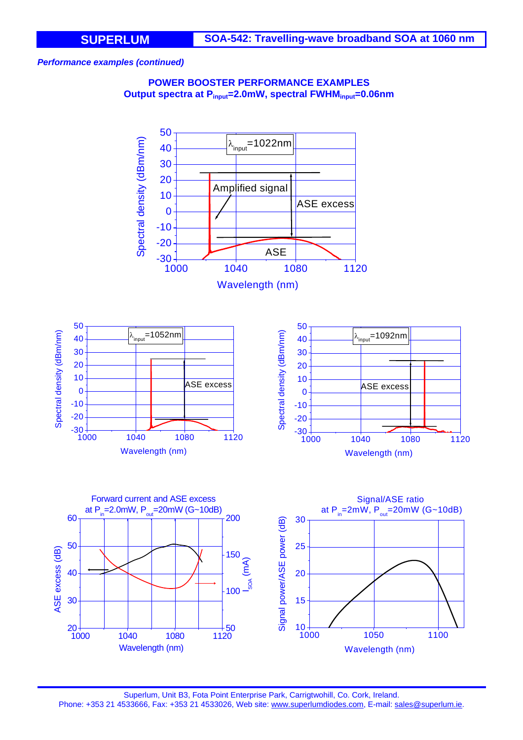*Performance examples (continued)*

## POWER BOOSTER PERFORMANCE EXAMPLES

**Output spectra at $P_{input}$=2.0mW, spectral $FWHM_{input}$=0.06nm**

$\lambda_{input}$=1022nm

Amplified signal

ASE excess

ASE

Spectral density (dBm/nm)

50
40
30
20
10
0
-10
-20
-30

1000 1040 1080 1120

Wavelength (nm)

$\lambda_{input}$=1052nm

ASE excess

Spectral density (dBm/nm)

50
40
30
20
10
0
-10
-20
-30

1000 1040 1080 1120

Wavelength (nm)

$\lambda_{input}$=1092nm

ASE excess

Spectral density (dBm/nm)

50
40
30
20
10
0
-10
-20
-30

1000 1040 1080 1120

Wavelength (nm)

Forward current and ASE excess
at $P_{in}$=2.0mW, $P_{out}$=20mW (G~10dB)

ASE excess (dB)

60
50
40
30
20

$I_{SOA}$ (mA)

200
150
100
50

1000 1040 1080 1120

Wavelength (nm)

Signal/ASE ratio
at $P_{in}$=2mW, $P_{out}$=20mW (G~10dB)

Signal power/ASE power (dB)

30
25
20
15
10

1000 1050 1100

Wavelength (nm)

Superlum, Unit B3, Fota Point Enterprise Park, Carrigtwohill, Co. Cork, Ireland.
Phone: +353 21 4533666, Fax: +353 21 4533026, Web site: www.superlumdiodes.com, E-mail: sales@superlum.ie.